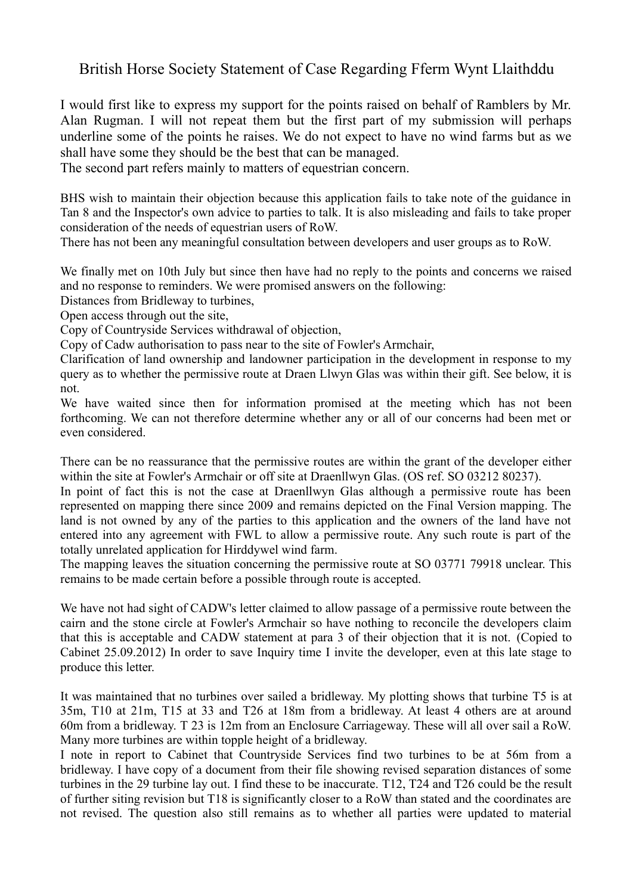# British Horse Society Statement of Case Regarding Fferm Wynt Llaithddu

I would first like to express my support for the points raised on behalf of Ramblers by Mr. Alan Rugman. I will not repeat them but the first part of my submission will perhaps underline some of the points he raises. We do not expect to have no wind farms but as we shall have some they should be the best that can be managed.

The second part refers mainly to matters of equestrian concern.

BHS wish to maintain their objection because this application fails to take note of the guidance in Tan 8 and the Inspector's own advice to parties to talk. It is also misleading and fails to take proper consideration of the needs of equestrian users of RoW.

There has not been any meaningful consultation between developers and user groups as to RoW.

We finally met on 10th July but since then have had no reply to the points and concerns we raised and no response to reminders. We were promised answers on the following:

Distances from Bridleway to turbines,

Open access through out the site,

Copy of Countryside Services withdrawal of objection,

Copy of Cadw authorisation to pass near to the site of Fowler's Armchair,

Clarification of land ownership and landowner participation in the development in response to my query as to whether the permissive route at Draen Llwyn Glas was within their gift. See below, it is not.

We have waited since then for information promised at the meeting which has not been forthcoming. We can not therefore determine whether any or all of our concerns had been met or even considered.

There can be no reassurance that the permissive routes are within the grant of the developer either within the site at Fowler's Armchair or off site at Draenllwyn Glas. (OS ref. SO 03212 80237).

In point of fact this is not the case at Draenllwyn Glas although a permissive route has been represented on mapping there since 2009 and remains depicted on the Final Version mapping. The land is not owned by any of the parties to this application and the owners of the land have not entered into any agreement with FWL to allow a permissive route. Any such route is part of the totally unrelated application for Hirddywel wind farm.

The mapping leaves the situation concerning the permissive route at SO 03771 79918 unclear. This remains to be made certain before a possible through route is accepted.

We have not had sight of CADW's letter claimed to allow passage of a permissive route between the cairn and the stone circle at Fowler's Armchair so have nothing to reconcile the developers claim that this is acceptable and CADW statement at para 3 of their objection that it is not. (Copied to Cabinet 25.09.2012) In order to save Inquiry time I invite the developer, even at this late stage to produce this letter.

It was maintained that no turbines over sailed a bridleway. My plotting shows that turbine T5 is at 35m, T10 at 21m, T15 at 33 and T26 at 18m from a bridleway. At least 4 others are at around 60m from a bridleway. T 23 is 12m from an Enclosure Carriageway. These will all over sail a RoW. Many more turbines are within topple height of a bridleway.

I note in report to Cabinet that Countryside Services find two turbines to be at 56m from a bridleway. I have copy of a document from their file showing revised separation distances of some turbines in the 29 turbine lay out. I find these to be inaccurate. T12, T24 and T26 could be the result of further siting revision but T18 is significantly closer to a RoW than stated and the coordinates are not revised. The question also still remains as to whether all parties were updated to material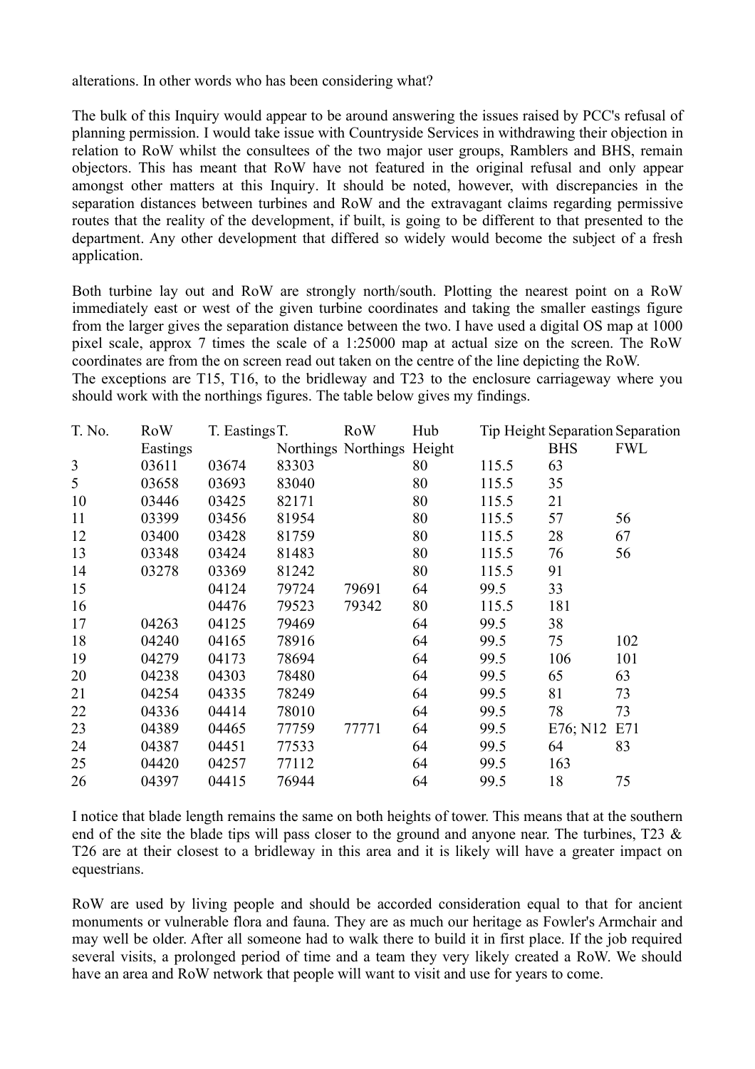alterations. In other words who has been considering what?

The bulk of this Inquiry would appear to be around answering the issues raised by PCC's refusal of planning permission. I would take issue with Countryside Services in withdrawing their objection in relation to RoW whilst the consultees of the two major user groups, Ramblers and BHS, remain objectors. This has meant that RoW have not featured in the original refusal and only appear amongst other matters at this Inquiry. It should be noted, however, with discrepancies in the separation distances between turbines and RoW and the extravagant claims regarding permissive routes that the reality of the development, if built, is going to be different to that presented to the department. Any other development that differed so widely would become the subject of a fresh application.

Both turbine lay out and RoW are strongly north/south. Plotting the nearest point on a RoW immediately east or west of the given turbine coordinates and taking the smaller eastings figure from the larger gives the separation distance between the two. I have used a digital OS map at 1000 pixel scale, approx 7 times the scale of a 1:25000 map at actual size on the screen. The RoW coordinates are from the on screen read out taken on the centre of the line depicting the RoW.
The exceptions are T15, T16, to the bridleway and T23 to the enclosure carriageway where you should work with the northings figures. The table below gives my findings.

| T. No. | RoW Eastings | T. Eastings | T. Northings | RoW Northings | Hub Height | Tip Height | Separation BHS | Separation FWL |
|---|---|---|---|---|---|---|---|---|
| 3 | 03611 | 03674 | 83303 | | 80 | 115.5 | 63 | |
| 5 | 03658 | 03693 | 83040 | | 80 | 115.5 | 35 | |
| 10 | 03446 | 03425 | 82171 | | 80 | 115.5 | 21 | |
| 11 | 03399 | 03456 | 81954 | | 80 | 115.5 | 57 | 56 |
| 12 | 03400 | 03428 | 81759 | | 80 | 115.5 | 28 | 67 |
| 13 | 03348 | 03424 | 81483 | | 80 | 115.5 | 76 | 56 |
| 14 | 03278 | 03369 | 81242 | | 80 | 115.5 | 91 | |
| 15 | | 04124 | 79724 | 79691 | 64 | 99.5 | 33 | |
| 16 | | 04476 | 79523 | 79342 | 80 | 115.5 | 181 | |
| 17 | 04263 | 04125 | 79469 | | 64 | 99.5 | 38 | |
| 18 | 04240 | 04165 | 78916 | | 64 | 99.5 | 75 | 102 |
| 19 | 04279 | 04173 | 78694 | | 64 | 99.5 | 106 | 101 |
| 20 | 04238 | 04303 | 78480 | | 64 | 99.5 | 65 | 63 |
| 21 | 04254 | 04335 | 78249 | | 64 | 99.5 | 81 | 73 |
| 22 | 04336 | 04414 | 78010 | | 64 | 99.5 | 78 | 73 |
| 23 | 04389 | 04465 | 77759 | 77771 | 64 | 99.5 | E76; N12 | E71 |
| 24 | 04387 | 04451 | 77533 | | 64 | 99.5 | 64 | 83 |
| 25 | 04420 | 04257 | 77112 | | 64 | 99.5 | 163 | |
| 26 | 04397 | 04415 | 76944 | | 64 | 99.5 | 18 | 75 |

I notice that blade length remains the same on both heights of tower. This means that at the southern end of the site the blade tips will pass closer to the ground and anyone near. The turbines, T23 & T26 are at their closest to a bridleway in this area and it is likely will have a greater impact on equestrians.

RoW are used by living people and should be accorded consideration equal to that for ancient monuments or vulnerable flora and fauna. They are as much our heritage as Fowler's Armchair and may well be older. After all someone had to walk there to build it in first place. If the job required several visits, a prolonged period of time and a team they very likely created a RoW. We should have an area and RoW network that people will want to visit and use for years to come.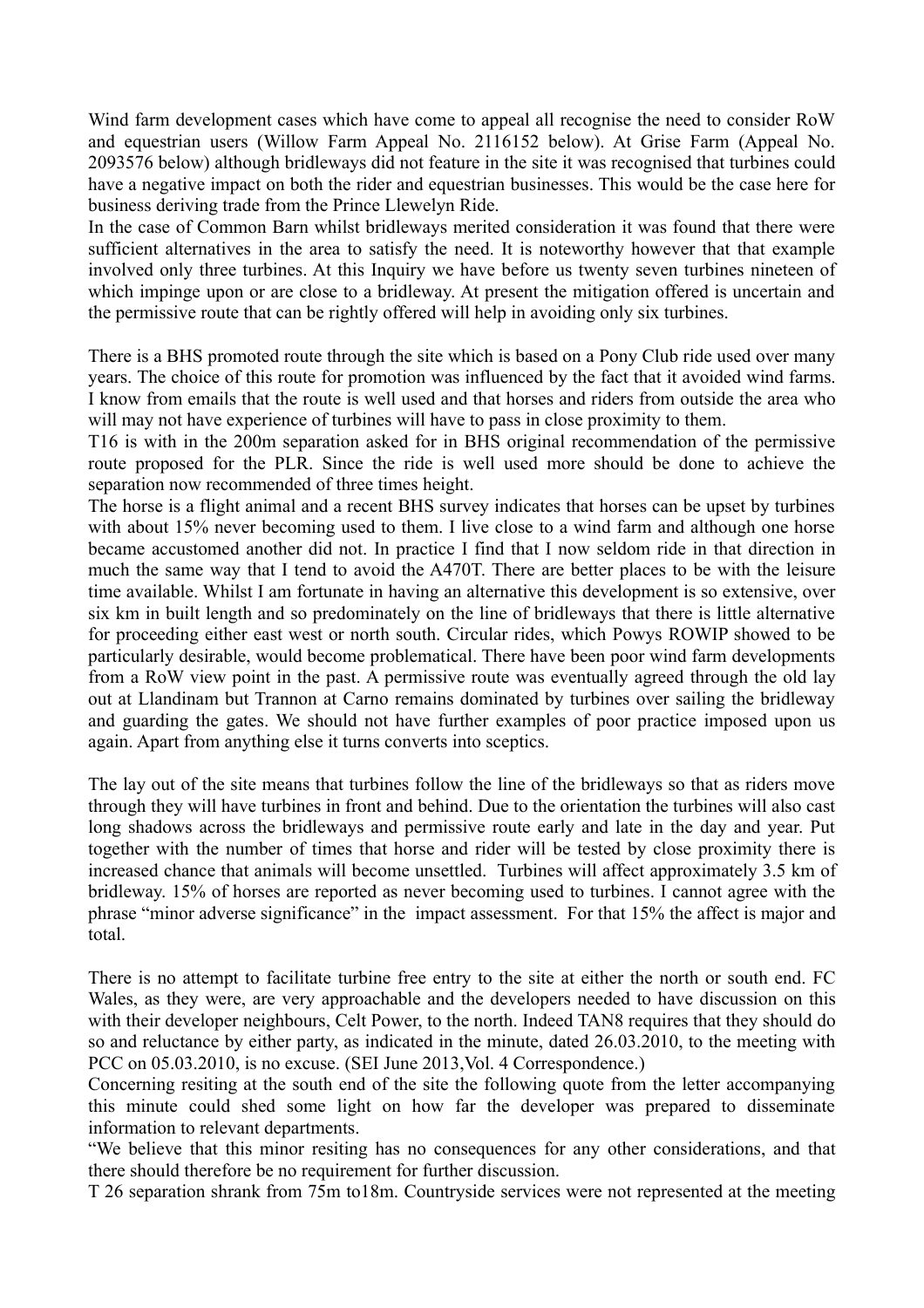Wind farm development cases which have come to appeal all recognise the need to consider RoW and equestrian users (Willow Farm Appeal No. 2116152 below). At Grise Farm (Appeal No. 2093576 below) although bridleways did not feature in the site it was recognised that turbines could have a negative impact on both the rider and equestrian businesses. This would be the case here for business deriving trade from the Prince Llewelyn Ride.

In the case of Common Barn whilst bridleways merited consideration it was found that there were sufficient alternatives in the area to satisfy the need. It is noteworthy however that that example involved only three turbines. At this Inquiry we have before us twenty seven turbines nineteen of which impinge upon or are close to a bridleway. At present the mitigation offered is uncertain and the permissive route that can be rightly offered will help in avoiding only six turbines.

There is a BHS promoted route through the site which is based on a Pony Club ride used over many years. The choice of this route for promotion was influenced by the fact that it avoided wind farms. I know from emails that the route is well used and that horses and riders from outside the area who will may not have experience of turbines will have to pass in close proximity to them.

T16 is with in the 200m separation asked for in BHS original recommendation of the permissive route proposed for the PLR. Since the ride is well used more should be done to achieve the separation now recommended of three times height.

The horse is a flight animal and a recent BHS survey indicates that horses can be upset by turbines with about 15% never becoming used to them. I live close to a wind farm and although one horse became accustomed another did not. In practice I find that I now seldom ride in that direction in much the same way that I tend to avoid the A470T. There are better places to be with the leisure time available. Whilst I am fortunate in having an alternative this development is so extensive, over six km in built length and so predominately on the line of bridleways that there is little alternative for proceeding either east west or north south. Circular rides, which Powys ROWIP showed to be particularly desirable, would become problematical. There have been poor wind farm developments from a RoW view point in the past. A permissive route was eventually agreed through the old lay out at Llandinam but Trannon at Carno remains dominated by turbines over sailing the bridleway and guarding the gates. We should not have further examples of poor practice imposed upon us again. Apart from anything else it turns converts into sceptics.

The lay out of the site means that turbines follow the line of the bridleways so that as riders move through they will have turbines in front and behind. Due to the orientation the turbines will also cast long shadows across the bridleways and permissive route early and late in the day and year. Put together with the number of times that horse and rider will be tested by close proximity there is increased chance that animals will become unsettled. Turbines will affect approximately 3.5 km of bridleway. 15% of horses are reported as never becoming used to turbines. I cannot agree with the phrase "minor adverse significance" in the impact assessment. For that 15% the affect is major and total.

There is no attempt to facilitate turbine free entry to the site at either the north or south end. FC Wales, as they were, are very approachable and the developers needed to have discussion on this with their developer neighbours, Celt Power, to the north. Indeed TAN8 requires that they should do so and reluctance by either party, as indicated in the minute, dated 26.03.2010, to the meeting with PCC on 05.03.2010, is no excuse. (SEI June 2013,Vol. 4 Correspondence.)

Concerning resiting at the south end of the site the following quote from the letter accompanying this minute could shed some light on how far the developer was prepared to disseminate information to relevant departments.

"We believe that this minor resiting has no consequences for any other considerations, and that there should therefore be no requirement for further discussion.

T 26 separation shrank from 75m to18m. Countryside services were not represented at the meeting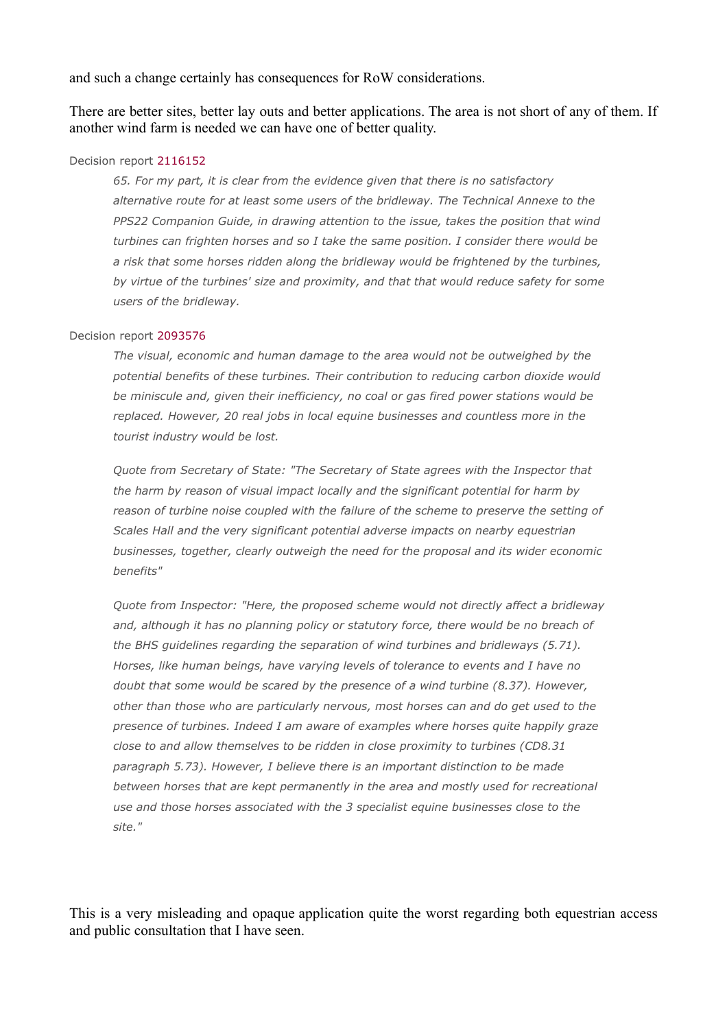and such a change certainly has consequences for RoW considerations.

There are better sites, better lay outs and better applications. The area is not short of any of them. If another wind farm is needed we can have one of better quality.

Decision report 2116152

> *65. For my part, it is clear from the evidence given that there is no satisfactory alternative route for at least some users of the bridleway. The Technical Annexe to the PPS22 Companion Guide, in drawing attention to the issue, takes the position that wind turbines can frighten horses and so I take the same position. I consider there would be a risk that some horses ridden along the bridleway would be frightened by the turbines, by virtue of the turbines' size and proximity, and that that would reduce safety for some users of the bridleway.*

Decision report 2093576

> *The visual, economic and human damage to the area would not be outweighed by the potential benefits of these turbines. Their contribution to reducing carbon dioxide would be miniscule and, given their inefficiency, no coal or gas fired power stations would be replaced. However, 20 real jobs in local equine businesses and countless more in the tourist industry would be lost.*
>
> *Quote from Secretary of State: "The Secretary of State agrees with the Inspector that the harm by reason of visual impact locally and the significant potential for harm by reason of turbine noise coupled with the failure of the scheme to preserve the setting of Scales Hall and the very significant potential adverse impacts on nearby equestrian businesses, together, clearly outweigh the need for the proposal and its wider economic benefits"*
>
> *Quote from Inspector: "Here, the proposed scheme would not directly affect a bridleway and, although it has no planning policy or statutory force, there would be no breach of the BHS guidelines regarding the separation of wind turbines and bridleways (5.71). Horses, like human beings, have varying levels of tolerance to events and I have no doubt that some would be scared by the presence of a wind turbine (8.37). However, other than those who are particularly nervous, most horses can and do get used to the presence of turbines. Indeed I am aware of examples where horses quite happily graze close to and allow themselves to be ridden in close proximity to turbines (CD8.31 paragraph 5.73). However, I believe there is an important distinction to be made between horses that are kept permanently in the area and mostly used for recreational use and those horses associated with the 3 specialist equine businesses close to the site."*

This is a very misleading and opaque application quite the worst regarding both equestrian access and public consultation that I have seen.